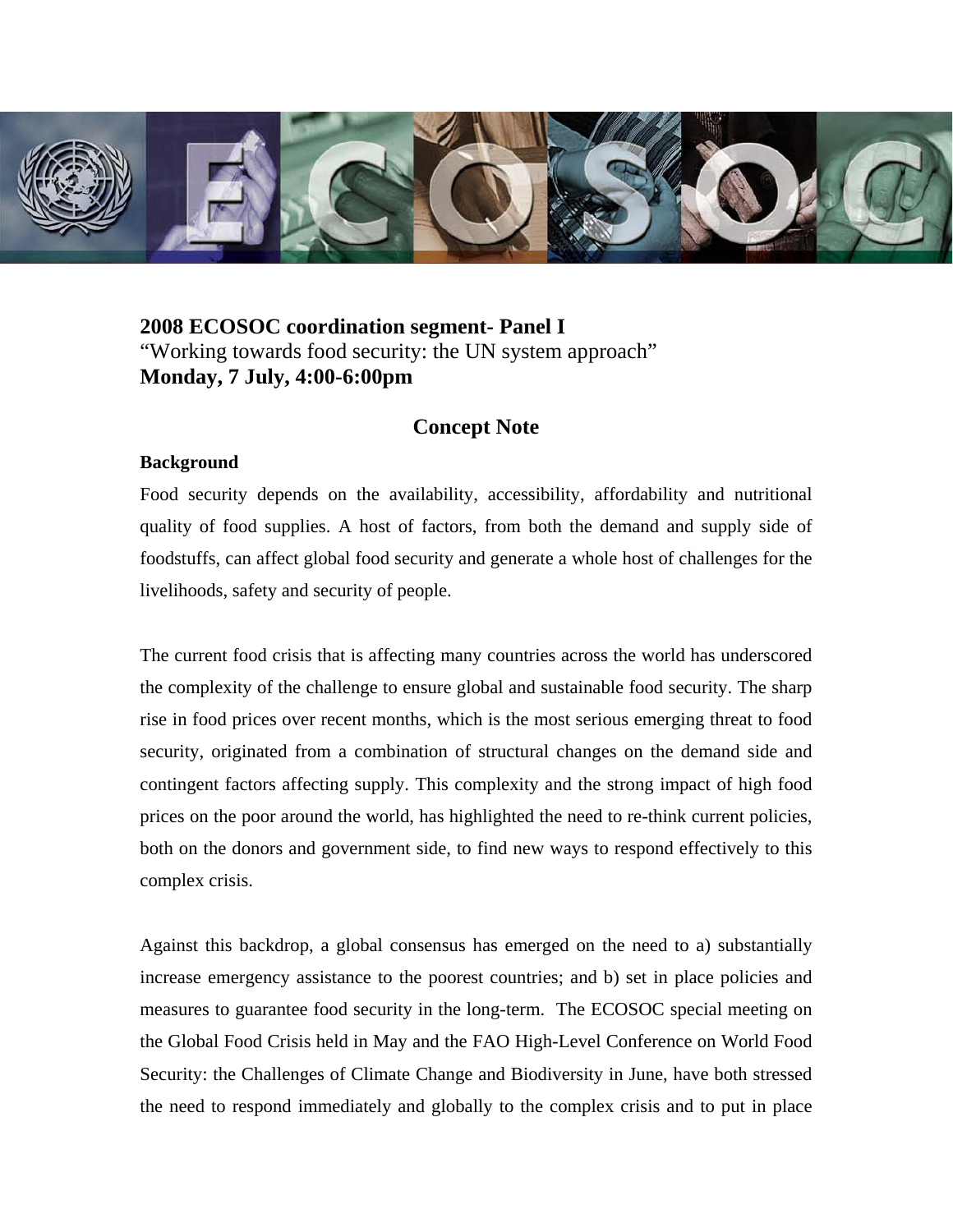**2008 ECOSOC coordination segment- Panel I**
"Working towards food security: the UN system approach"
**Monday, 7 July, 4:00-6:00pm**

## Concept Note

**Background**

Food security depends on the availability, accessibility, affordability and nutritional quality of food supplies. A host of factors, from both the demand and supply side of foodstuffs, can affect global food security and generate a whole host of challenges for the livelihoods, safety and security of people.

The current food crisis that is affecting many countries across the world has underscored the complexity of the challenge to ensure global and sustainable food security. The sharp rise in food prices over recent months, which is the most serious emerging threat to food security, originated from a combination of structural changes on the demand side and contingent factors affecting supply. This complexity and the strong impact of high food prices on the poor around the world, has highlighted the need to re-think current policies, both on the donors and government side, to find new ways to respond effectively to this complex crisis.

Against this backdrop, a global consensus has emerged on the need to a) substantially increase emergency assistance to the poorest countries; and b) set in place policies and measures to guarantee food security in the long-term. The ECOSOC special meeting on the Global Food Crisis held in May and the FAO High-Level Conference on World Food Security: the Challenges of Climate Change and Biodiversity in June, have both stressed the need to respond immediately and globally to the complex crisis and to put in place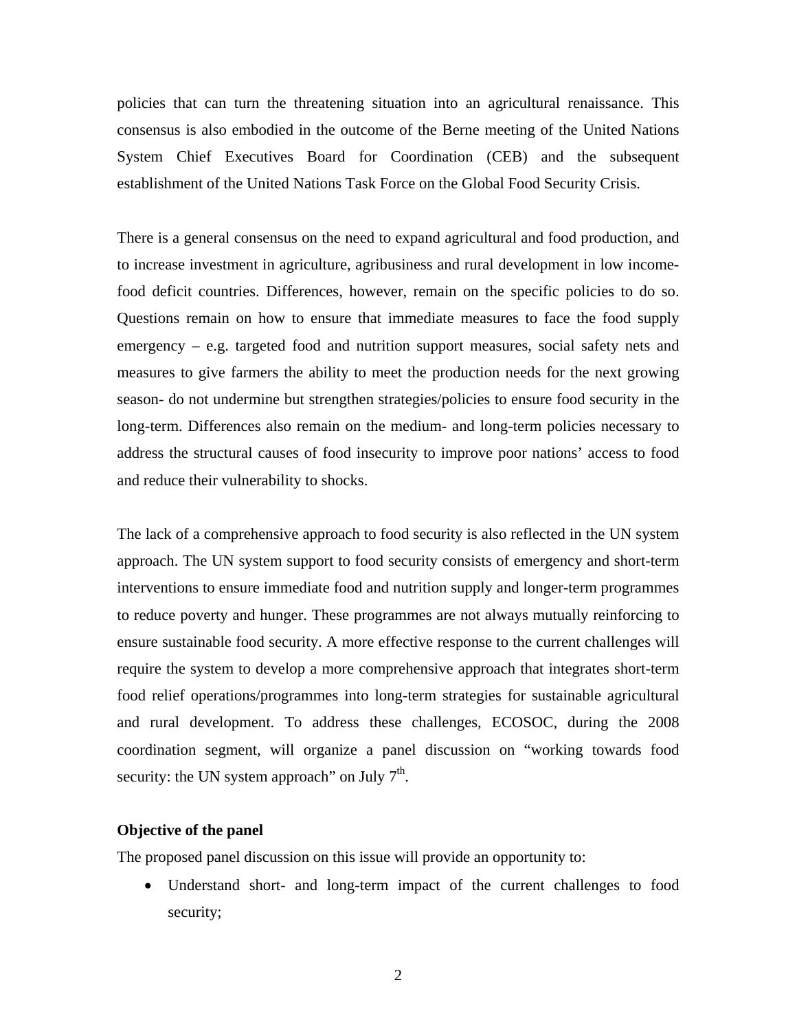policies that can turn the threatening situation into an agricultural renaissance. This consensus is also embodied in the outcome of the Berne meeting of the United Nations System Chief Executives Board for Coordination (CEB) and the subsequent establishment of the United Nations Task Force on the Global Food Security Crisis.

There is a general consensus on the need to expand agricultural and food production, and to increase investment in agriculture, agribusiness and rural development in low income-food deficit countries. Differences, however, remain on the specific policies to do so. Questions remain on how to ensure that immediate measures to face the food supply emergency – e.g. targeted food and nutrition support measures, social safety nets and measures to give farmers the ability to meet the production needs for the next growing season- do not undermine but strengthen strategies/policies to ensure food security in the long-term. Differences also remain on the medium- and long-term policies necessary to address the structural causes of food insecurity to improve poor nations' access to food and reduce their vulnerability to shocks.

The lack of a comprehensive approach to food security is also reflected in the UN system approach. The UN system support to food security consists of emergency and short-term interventions to ensure immediate food and nutrition supply and longer-term programmes to reduce poverty and hunger. These programmes are not always mutually reinforcing to ensure sustainable food security. A more effective response to the current challenges will require the system to develop a more comprehensive approach that integrates short-term food relief operations/programmes into long-term strategies for sustainable agricultural and rural development. To address these challenges, ECOSOC, during the 2008 coordination segment, will organize a panel discussion on "working towards food security: the UN system approach" on July 7th.

**Objective of the panel**

The proposed panel discussion on this issue will provide an opportunity to:

- Understand short- and long-term impact of the current challenges to food security;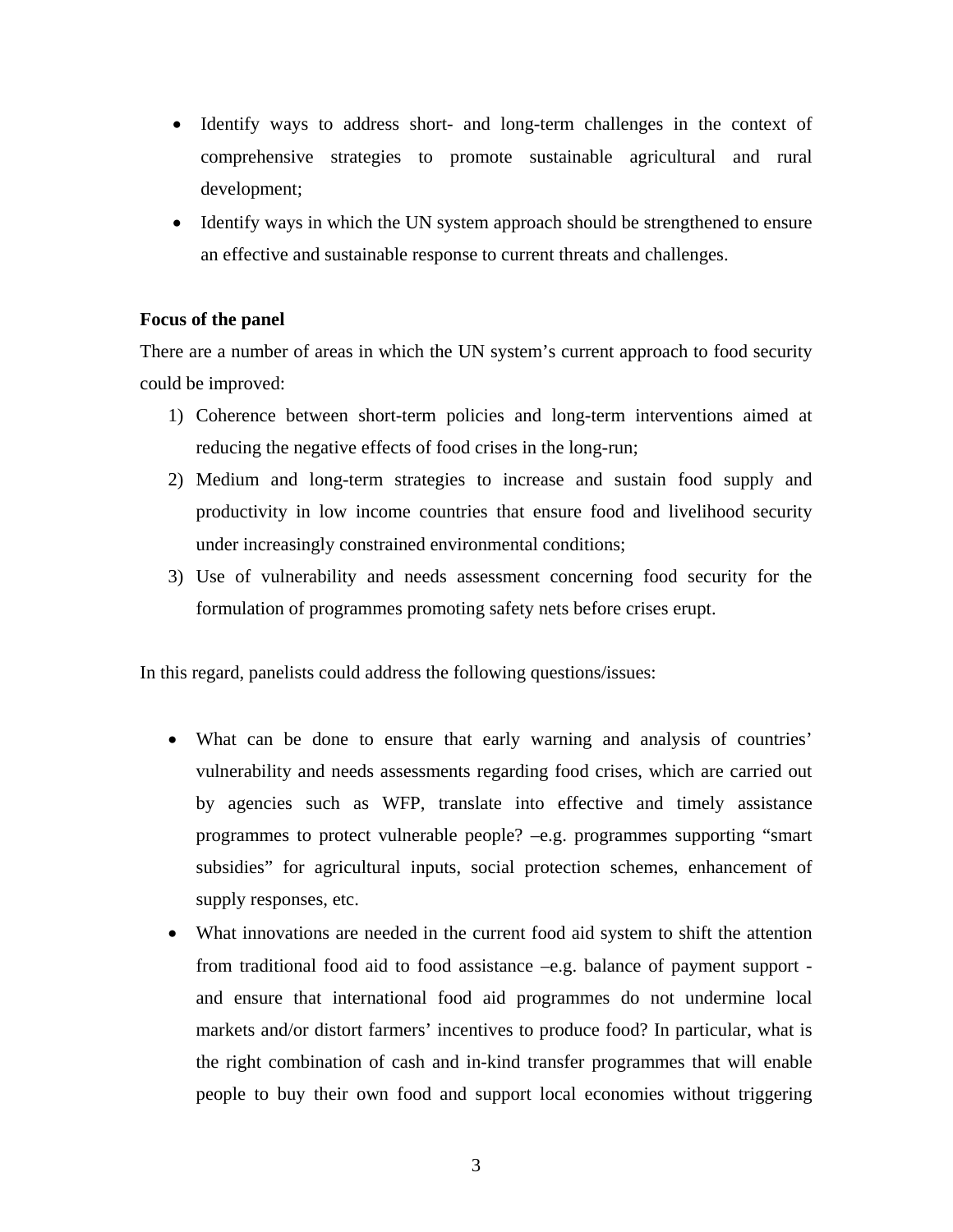- Identify ways to address short- and long-term challenges in the context of comprehensive strategies to promote sustainable agricultural and rural development;
- Identify ways in which the UN system approach should be strengthened to ensure an effective and sustainable response to current threats and challenges.

**Focus of the panel**

There are a number of areas in which the UN system's current approach to food security could be improved:

1) Coherence between short-term policies and long-term interventions aimed at reducing the negative effects of food crises in the long-run;
2) Medium and long-term strategies to increase and sustain food supply and productivity in low income countries that ensure food and livelihood security under increasingly constrained environmental conditions;
3) Use of vulnerability and needs assessment concerning food security for the formulation of programmes promoting safety nets before crises erupt.

In this regard, panelists could address the following questions/issues:

- What can be done to ensure that early warning and analysis of countries' vulnerability and needs assessments regarding food crises, which are carried out by agencies such as WFP, translate into effective and timely assistance programmes to protect vulnerable people? –e.g. programmes supporting "smart subsidies" for agricultural inputs, social protection schemes, enhancement of supply responses, etc.
- What innovations are needed in the current food aid system to shift the attention from traditional food aid to food assistance –e.g. balance of payment support - and ensure that international food aid programmes do not undermine local markets and/or distort farmers' incentives to produce food? In particular, what is the right combination of cash and in-kind transfer programmes that will enable people to buy their own food and support local economies without triggering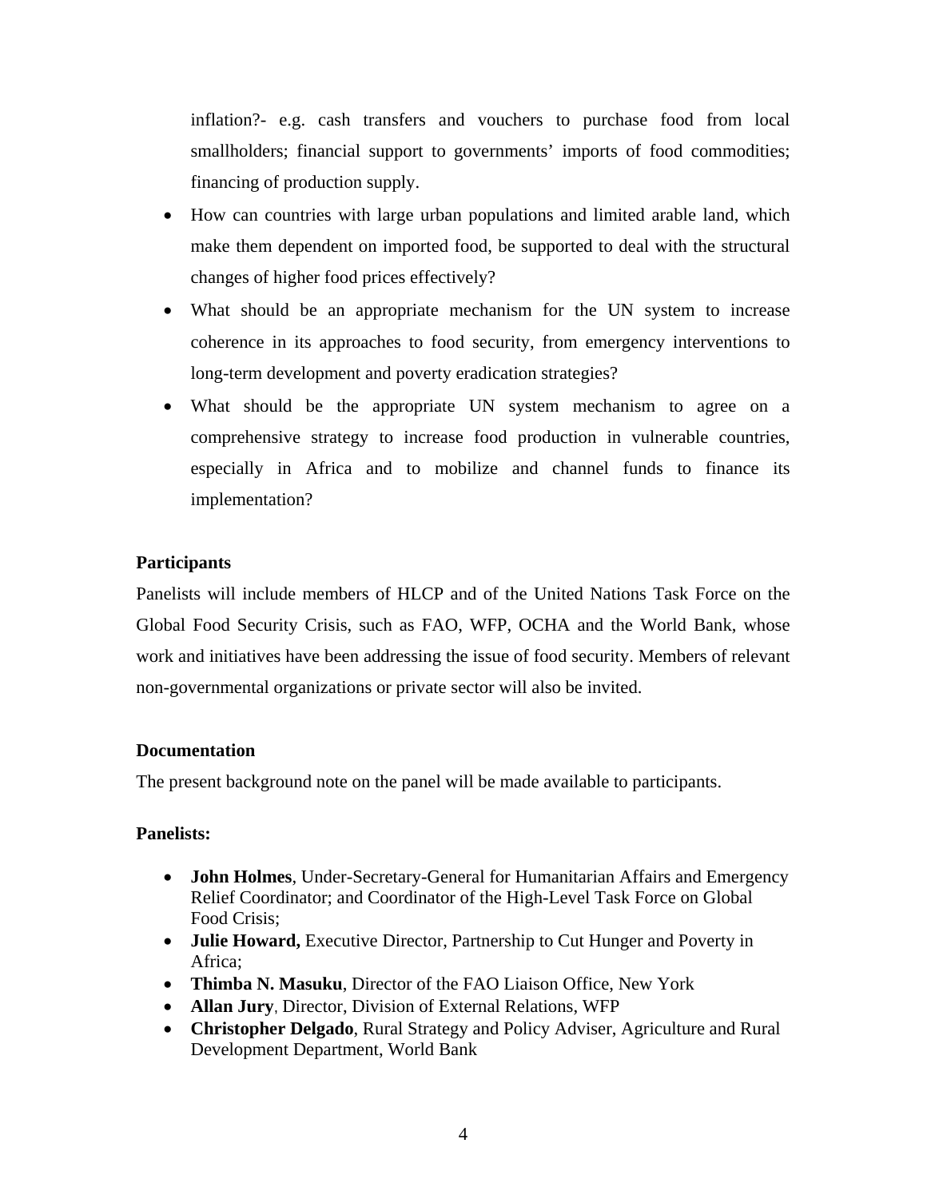inflation?- e.g. cash transfers and vouchers to purchase food from local smallholders; financial support to governments' imports of food commodities; financing of production supply.

- How can countries with large urban populations and limited arable land, which make them dependent on imported food, be supported to deal with the structural changes of higher food prices effectively?
- What should be an appropriate mechanism for the UN system to increase coherence in its approaches to food security, from emergency interventions to long-term development and poverty eradication strategies?
- What should be the appropriate UN system mechanism to agree on a comprehensive strategy to increase food production in vulnerable countries, especially in Africa and to mobilize and channel funds to finance its implementation?

**Participants**

Panelists will include members of HLCP and of the United Nations Task Force on the Global Food Security Crisis, such as FAO, WFP, OCHA and the World Bank, whose work and initiatives have been addressing the issue of food security. Members of relevant non-governmental organizations or private sector will also be invited.

**Documentation**

The present background note on the panel will be made available to participants.

**Panelists:**

- **John Holmes**, Under-Secretary-General for Humanitarian Affairs and Emergency Relief Coordinator; and Coordinator of the High-Level Task Force on Global Food Crisis;
- **Julie Howard,** Executive Director, Partnership to Cut Hunger and Poverty in Africa;
- **Thimba N. Masuku**, Director of the FAO Liaison Office, New York
- **Allan Jury**, Director, Division of External Relations, WFP
- **Christopher Delgado**, Rural Strategy and Policy Adviser, Agriculture and Rural Development Department, World Bank